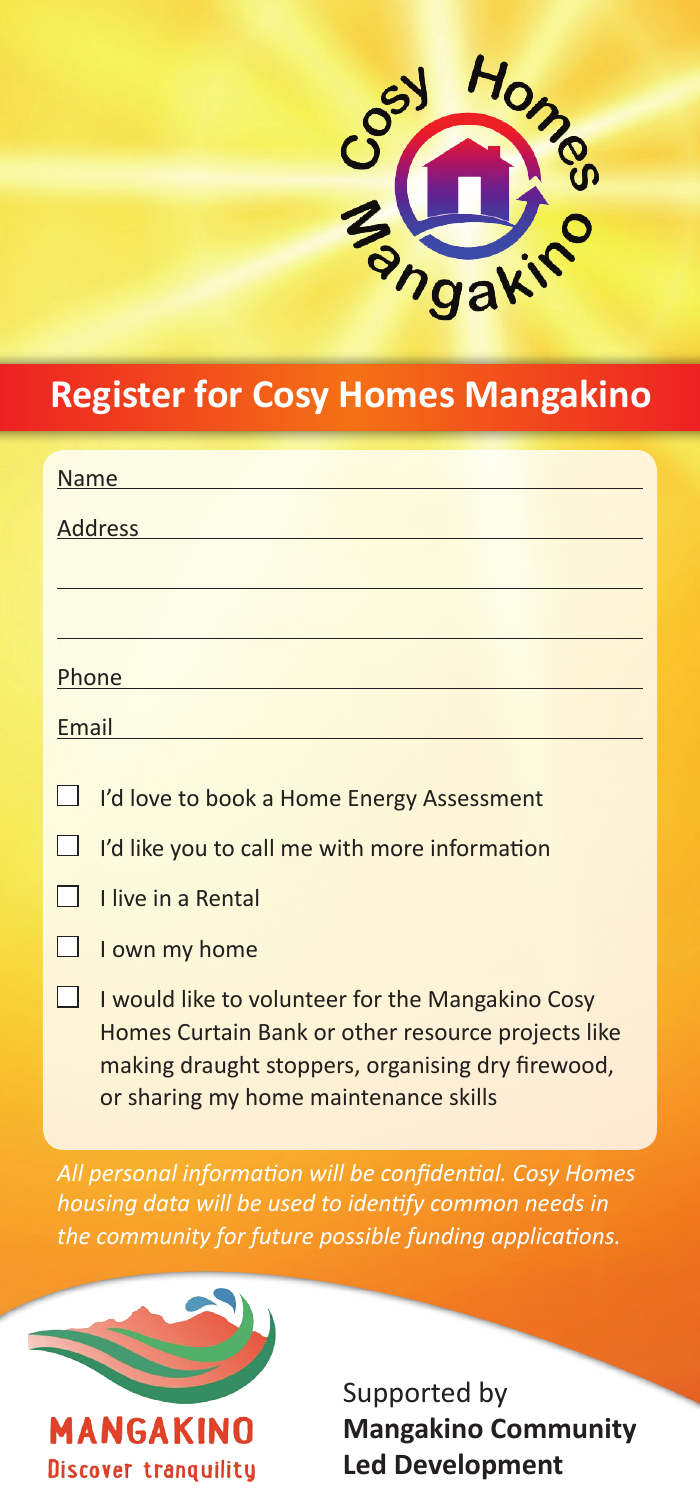Cosy Homes Mangakino

## Register for Cosy Homes Mangakino

Name \_\_\_\_\_\_\_\_\_\_\_\_\_\_\_\_\_\_\_\_\_\_\_\_\_\_\_\_\_\_\_\_\_\_\_\_\_\_\_\_

Address \_\_\_\_\_\_\_\_\_\_\_\_\_\_\_\_\_\_\_\_\_\_\_\_\_\_\_\_\_\_\_\_\_\_\_\_\_\_

\_\_\_\_\_\_\_\_\_\_\_\_\_\_\_\_\_\_\_\_\_\_\_\_\_\_\_\_\_\_\_\_\_\_\_\_\_\_\_\_\_\_\_\_\_\_

\_\_\_\_\_\_\_\_\_\_\_\_\_\_\_\_\_\_\_\_\_\_\_\_\_\_\_\_\_\_\_\_\_\_\_\_\_\_\_\_\_\_\_\_\_\_

Phone \_\_\_\_\_\_\_\_\_\_\_\_\_\_\_\_\_\_\_\_\_\_\_\_\_\_\_\_\_\_\_\_\_\_\_\_\_\_\_\_

Email \_\_\_\_\_\_\_\_\_\_\_\_\_\_\_\_\_\_\_\_\_\_\_\_\_\_\_\_\_\_\_\_\_\_\_\_\_\_\_\_

- ☐ I'd love to book a Home Energy Assessment
- ☐ I'd like you to call me with more information
- ☐ I live in a Rental
- ☐ I own my home
- ☐ I would like to volunteer for the Mangakino Cosy Homes Curtain Bank or other resource projects like making draught stoppers, organising dry firewood, or sharing my home maintenance skills

*All personal information will be confidential. Cosy Homes housing data will be used to identify common needs in the community for future possible funding applications.*

MANGAKINO
Discover tranquility

Supported by
**Mangakino Community Led Development**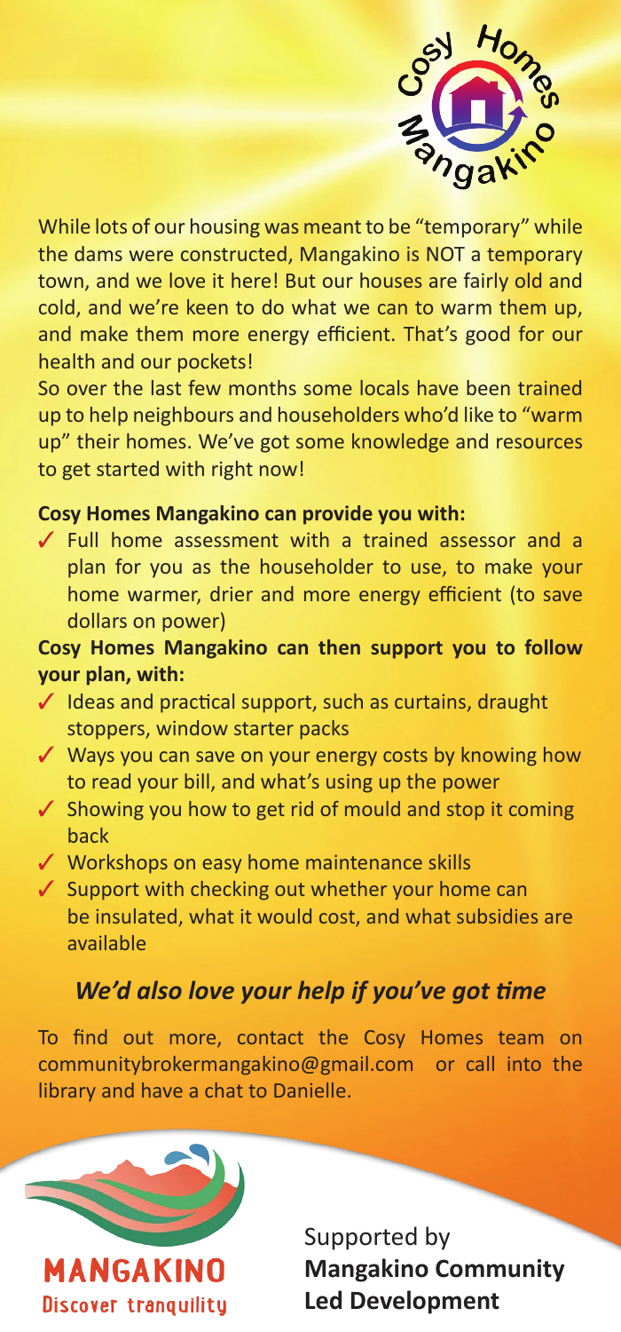Cosy Homes Mangakino

While lots of our housing was meant to be "temporary" while the dams were constructed, Mangakino is NOT a temporary town, and we love it here! But our houses are fairly old and cold, and we're keen to do what we can to warm them up, and make them more energy efficient. That's good for our health and our pockets!

So over the last few months some locals have been trained up to help neighbours and householders who'd like to "warm up" their homes. We've got some knowledge and resources to get started with right now!

**Cosy Homes Mangakino can provide you with:**

- ✓ Full home assessment with a trained assessor and a plan for you as the householder to use, to make your home warmer, drier and more energy efficient (to save dollars on power)

**Cosy Homes Mangakino can then support you to follow your plan, with:**

- ✓ Ideas and practical support, such as curtains, draught stoppers, window starter packs
- ✓ Ways you can save on your energy costs by knowing how to read your bill, and what's using up the power
- ✓ Showing you how to get rid of mould and stop it coming back
- ✓ Workshops on easy home maintenance skills
- ✓ Support with checking out whether your home can be insulated, what it would cost, and what subsidies are available

## *We'd also love your help if you've got time*

To find out more, contact the Cosy Homes team on communitybrokermangakino@gmail.com or call into the library and have a chat to Danielle.

MANGAKINO
Discover tranquility

Supported by
**Mangakino Community Led Development**